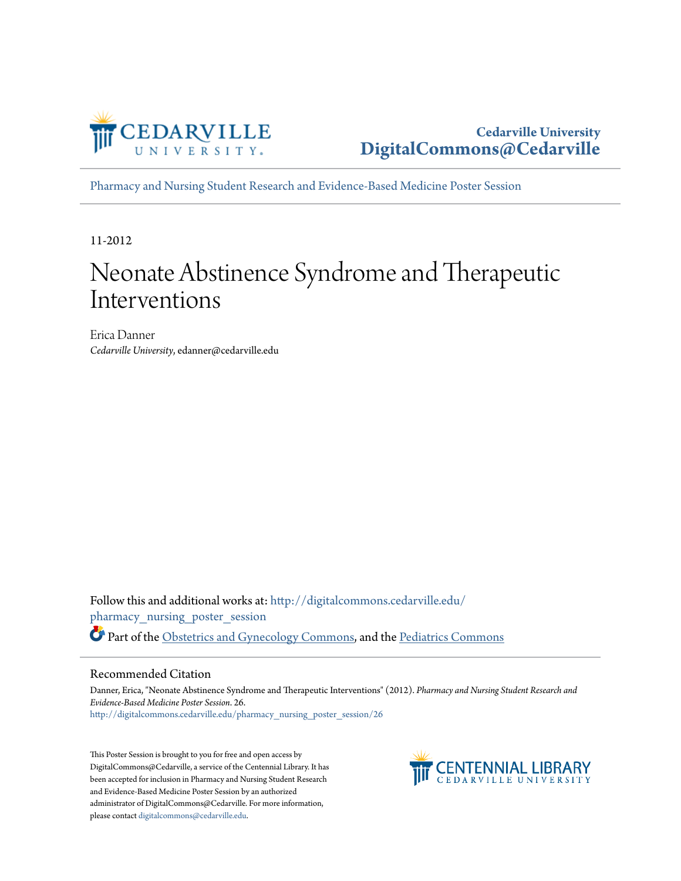Cedarville University
DigitalCommons@Cedarville

Pharmacy and Nursing Student Research and Evidence-Based Medicine Poster Session

11-2012

# Neonate Abstinence Syndrome and Therapeutic Interventions

Erica Danner
*Cedarville University*, edanner@cedarville.edu

Follow this and additional works at: http://digitalcommons.cedarville.edu/pharmacy_nursing_poster_session

Part of the Obstetrics and Gynecology Commons, and the Pediatrics Commons

## Recommended Citation

Danner, Erica, "Neonate Abstinence Syndrome and Therapeutic Interventions" (2012). *Pharmacy and Nursing Student Research and Evidence-Based Medicine Poster Session*. 26.
http://digitalcommons.cedarville.edu/pharmacy_nursing_poster_session/26

This Poster Session is brought to you for free and open access by DigitalCommons@Cedarville, a service of the Centennial Library. It has been accepted for inclusion in Pharmacy and Nursing Student Research and Evidence-Based Medicine Poster Session by an authorized administrator of DigitalCommons@Cedarville. For more information, please contact digitalcommons@cedarville.edu.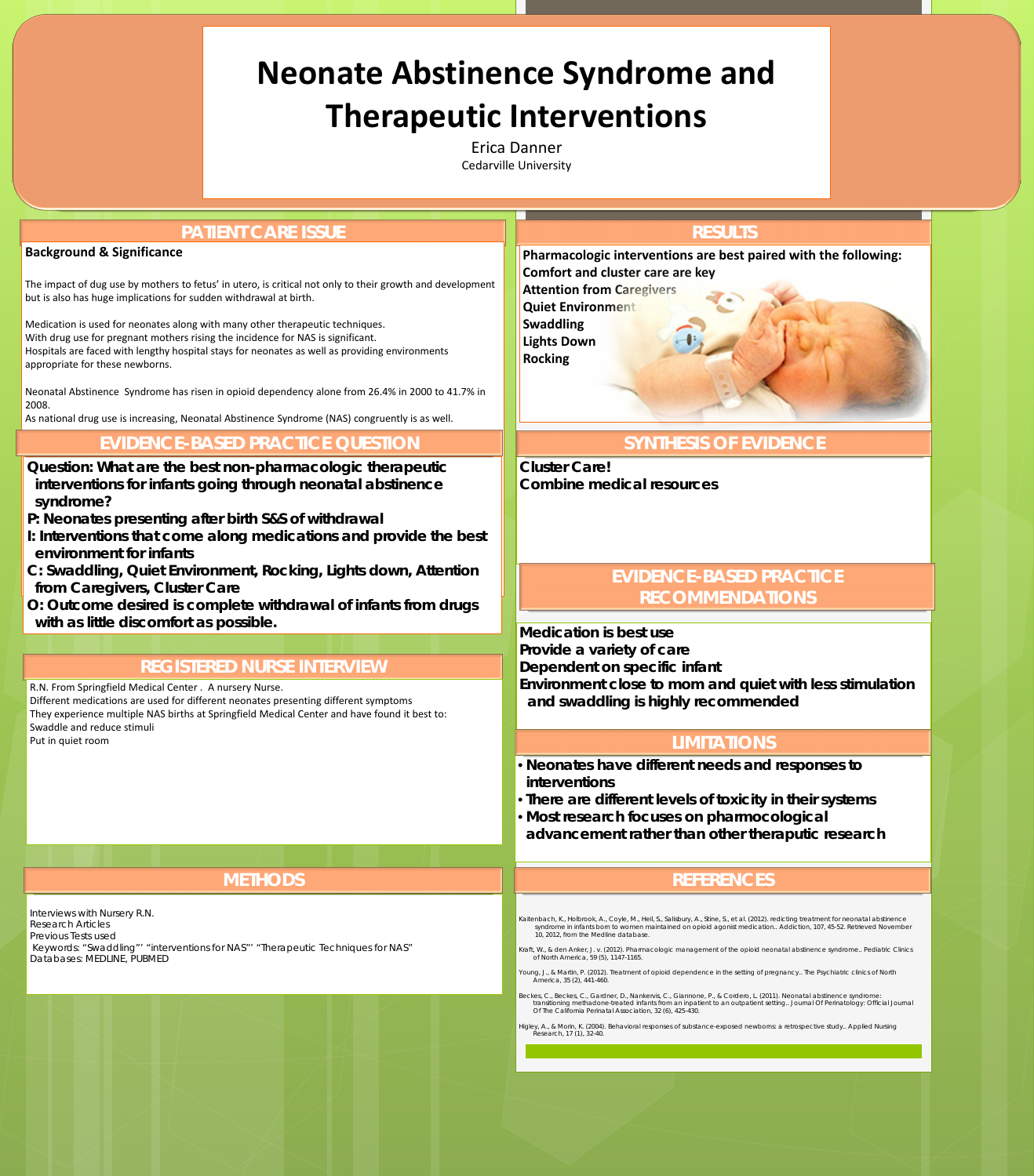# Neonate Abstinence Syndrome and Therapeutic Interventions

Erica Danner

Cedarville University

## PATIENT CARE ISSUE

**Background & Significance**

The impact of dug use by mothers to fetus' in utero, is critical not only to their growth and development but is also has huge implications for sudden withdrawal at birth.

Medication is used for neonates along with many other therapeutic techniques.
With drug use for pregnant mothers rising the incidence for NAS is significant.
Hospitals are faced with lengthy hospital stays for neonates as well as providing environments appropriate for these newborns.

Neonatal Abstinence Syndrome has risen in opioid dependency alone from 26.4% in 2000 to 41.7% in 2008.
As national drug use is increasing, Neonatal Abstinence Syndrome (NAS) congruently is as well.

## EVIDENCE-BASED PRACTICE QUESTION

**Question: What are the best non-pharmacologic therapeutic interventions for infants going through neonatal abstinence syndrome?**

**P: Neonates presenting after birth S&S of withdrawal**

**I: Interventions that come along medications and provide the best environment for infants**

**C: Swaddling, Quiet Environment, Rocking, Lights down, Attention from Caregivers, Cluster Care**

**O: Outcome desired is complete withdrawal of infants from drugs with as little discomfort as possible.**

## REGISTERED NURSE INTERVIEW

R.N. From Springfield Medical Center . A nursery Nurse.
Different medications are used for different neonates presenting different symptoms
They experience multiple NAS births at Springfield Medical Center and have found it best to:
Swaddle and reduce stimuli
Put in quiet room

## METHODS

Interviews with Nursery R.N.
Research Articles
Previous Tests used
Keywords: "Swaddling"' "interventions for NAS"' "Therapeutic Techniques for NAS"
Databases: MEDLINE, PUBMED

## RESULTS

**Pharmacologic interventions are best paired with the following:**
**Comfort and cluster care are key**
**Attention from Caregivers**
**Quiet Environment**
**Swaddling**
**Lights Down**
**Rocking**

## SYNTHESIS OF EVIDENCE

**Cluster Care!**
**Combine medical resources**

## EVIDENCE-BASED PRACTICE RECOMMENDATIONS

**Medication is best use**
**Provide a variety of care**
**Dependent on specific infant**
**Environment close to mom and quiet with less stimulation and swaddling is highly recommended**

## LIMITATIONS

- **Neonates have different needs and responses to interventions**
- **There are different levels of toxicity in their systems**
- **Most research focuses on pharmocological advancement rather than other theraputic research**

## REFERENCES

Kaltenbach, K., Holbrook, A., Coyle, M., Heil, S., Salisbury, A., Stine, S., et al. (2012). redicting treatment for neonatal abstinence syndrome in infants born to women maintained on opioid agonist medication.. Addiction, 107, 45-52. Retrieved November 10, 2012, from the Medline database.

Kraft, W., & den Anker, J. v. (2012). Pharmacologic management of the opioid neonatal abstinence syndrome.. Pediatric Clinics of North America, 59 (5), 1147-1165.

Young, J., & Martin, P. (2012). Treatment of opioid dependence in the setting of pregnancy.. The Psychiatric clinics of North America, 35 (2), 441-460.

Beckes, C., Beckes, C., Gardner, D., Nankervis, C., Giannone, P., & Cordero, L. (2011). Neonatal abstinence syndrome: transitioning methadone-treated infants from an inpatient to an outpatient setting.. Journal Of Perinatology: Official Journal Of The California Perinatal Association, 32 (6), 425-430.

Higley, A., & Morin, K. (2004). Behavioral responses of substance-exposed newborns: a retrospective study.. Applied Nursing Research, 17 (1), 32-40.